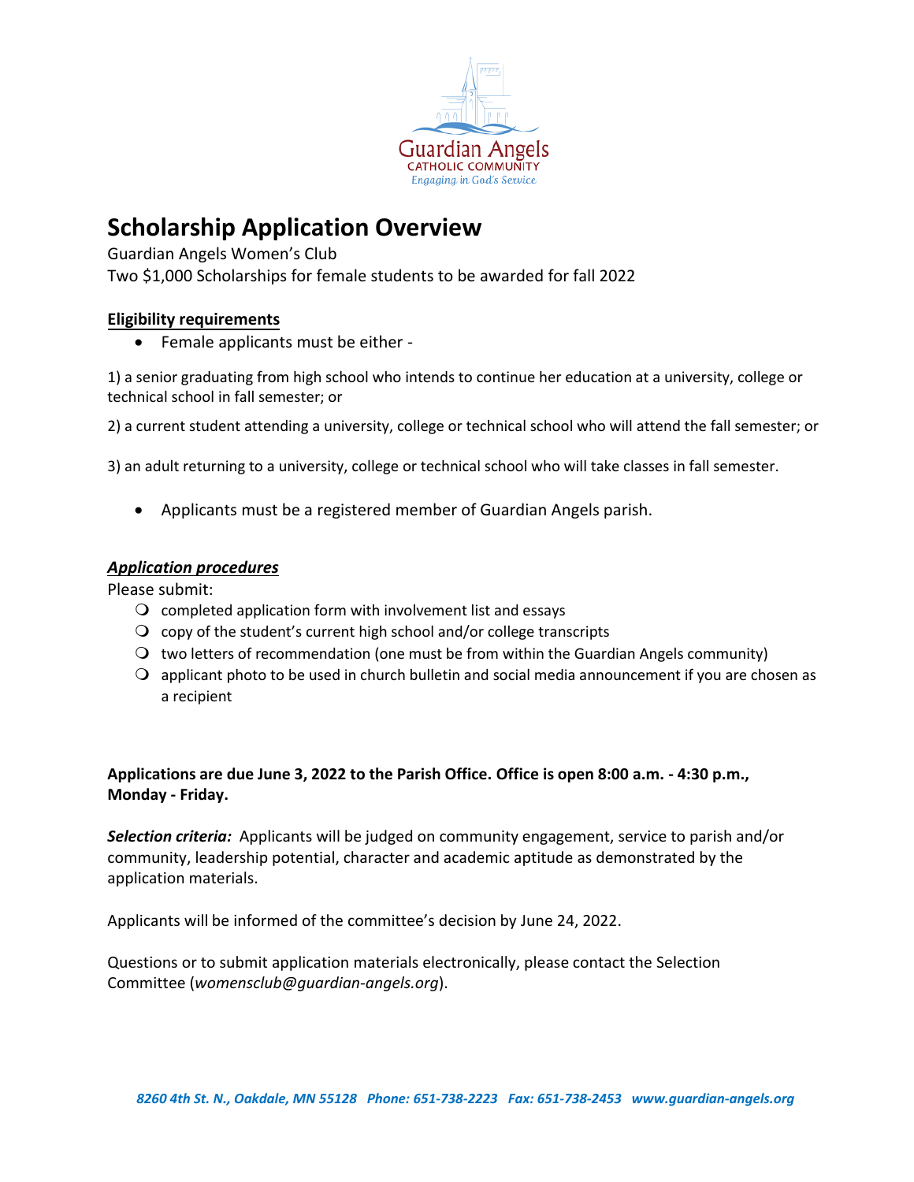Guardian Angels
CATHOLIC COMMUNITY
*Engaging in God's Service*

# Scholarship Application Overview

Guardian Angels Women's Club
Two $1,000 Scholarships for female students to be awarded for fall 2022

**Eligibility requirements**

- Female applicants must be either -

1) a senior graduating from high school who intends to continue her education at a university, college or technical school in fall semester; or

2) a current student attending a university, college or technical school who will attend the fall semester; or

3) an adult returning to a university, college or technical school who will take classes in fall semester.

- Applicants must be a registered member of Guardian Angels parish.

***Application procedures***

Please submit:

- completed application form with involvement list and essays
- copy of the student's current high school and/or college transcripts
- two letters of recommendation (one must be from within the Guardian Angels community)
- applicant photo to be used in church bulletin and social media announcement if you are chosen as a recipient

**Applications are due June 3, 2022 to the Parish Office. Office is open 8:00 a.m. - 4:30 p.m., Monday - Friday.**

***Selection criteria:*** Applicants will be judged on community engagement, service to parish and/or community, leadership potential, character and academic aptitude as demonstrated by the application materials.

Applicants will be informed of the committee's decision by June 24, 2022.

Questions or to submit application materials electronically, please contact the Selection Committee (*womensclub@guardian-angels.org*).

*8260 4th St. N., Oakdale, MN 55128 Phone: 651-738-2223 Fax: 651-738-2453 www.guardian-angels.org*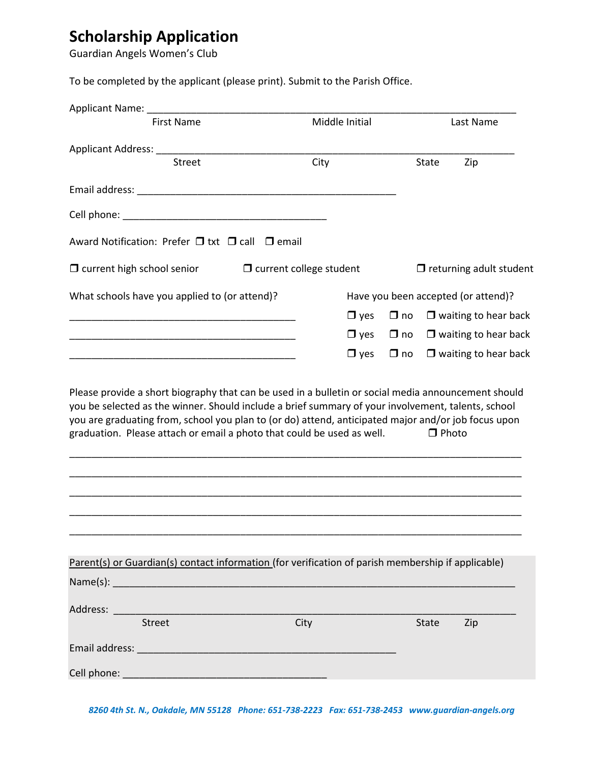# Scholarship Application

Guardian Angels Women's Club

To be completed by the applicant (please print). Submit to the Parish Office.

Applicant Name: ___________________________________________________________________

First Name                    Middle Initial                    Last Name

Applicant Address: _________________________________________________________________

Street                    City                    State        Zip

Email address: ______________________________________________

Cell phone: _____________________________________

Award Notification: Prefer ❒ txt ❒ call ❒ email

❒ current high school senior        ❒ current college student        ❒ returning adult student

| What schools have you applied to (or attend)? | Have you been accepted (or attend)? |
| --- | --- |
| ________________________________________ | ❒ yes ❒ no ❒ waiting to hear back |
| ________________________________________ | ❒ yes ❒ no ❒ waiting to hear back |
| ________________________________________ | ❒ yes ❒ no ❒ waiting to hear back |

Please provide a short biography that can be used in a bulletin or social media announcement should you be selected as the winner. Should include a brief summary of your involvement, talents, school you are graduating from, school you plan to (or do) attend, anticipated major and/or job focus upon graduation. Please attach or email a photo that could be used as well.        ❒ Photo

_________________________________________________________________________________

_________________________________________________________________________________

_________________________________________________________________________________

_________________________________________________________________________________

_________________________________________________________________________________

Parent(s) or Guardian(s) contact information (for verification of parish membership if applicable)

Name(s): __________________________________________________________________________

Address: __________________________________________________________________________

Street                    City                    State        Zip

Email address: ______________________________________________

Cell phone: _____________________________________

*8260 4th St. N., Oakdale, MN 55128 Phone: 651-738-2223 Fax: 651-738-2453 www.guardian-angels.org*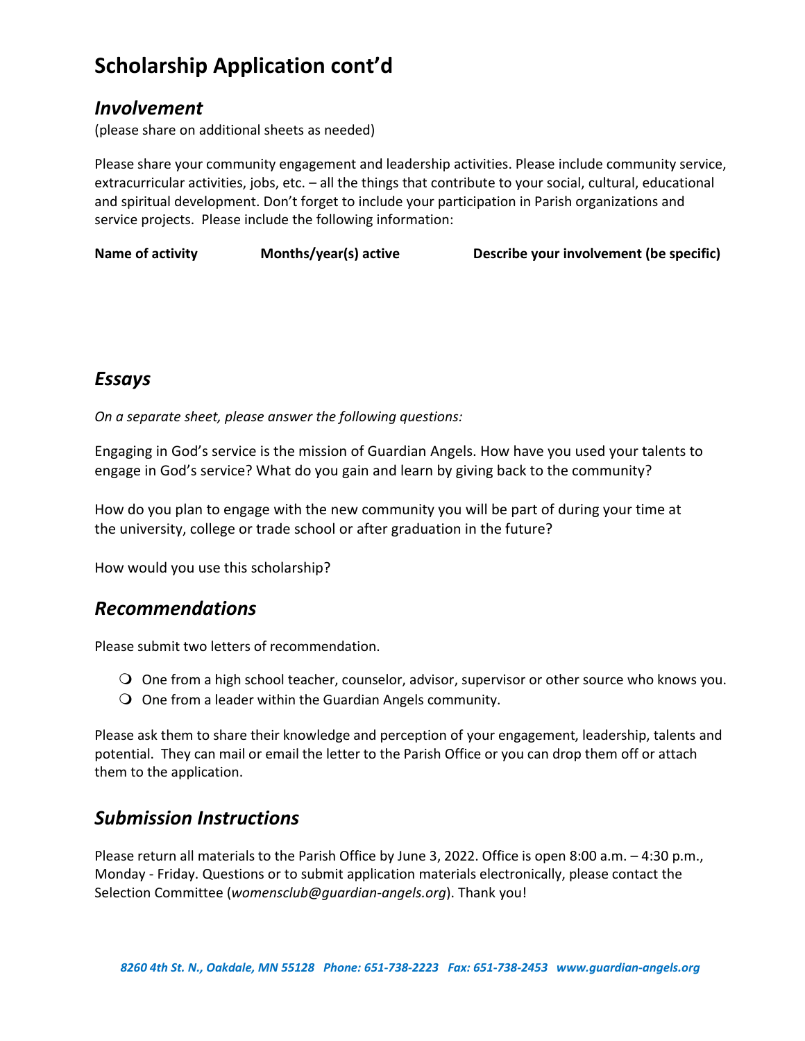# Scholarship Application cont'd

## *Involvement*

(please share on additional sheets as needed)

Please share your community engagement and leadership activities. Please include community service, extracurricular activities, jobs, etc. – all the things that contribute to your social, cultural, educational and spiritual development. Don't forget to include your participation in Parish organizations and service projects. Please include the following information:

| Name of activity | Months/year(s) active | Describe your involvement (be specific) |
|---|---|---|

## *Essays*

*On a separate sheet, please answer the following questions:*

Engaging in God's service is the mission of Guardian Angels. How have you used your talents to engage in God's service? What do you gain and learn by giving back to the community?

How do you plan to engage with the new community you will be part of during your time at the university, college or trade school or after graduation in the future?

How would you use this scholarship?

## *Recommendations*

Please submit two letters of recommendation.

- ❍ One from a high school teacher, counselor, advisor, supervisor or other source who knows you.
- ❍ One from a leader within the Guardian Angels community.

Please ask them to share their knowledge and perception of your engagement, leadership, talents and potential. They can mail or email the letter to the Parish Office or you can drop them off or attach them to the application.

## *Submission Instructions*

Please return all materials to the Parish Office by June 3, 2022. Office is open 8:00 a.m. – 4:30 p.m., Monday - Friday. Questions or to submit application materials electronically, please contact the Selection Committee (*womensclub@guardian-angels.org*). Thank you!

*8260 4th St. N., Oakdale, MN 55128 Phone: 651-738-2223 Fax: 651-738-2453 www.guardian-angels.org*